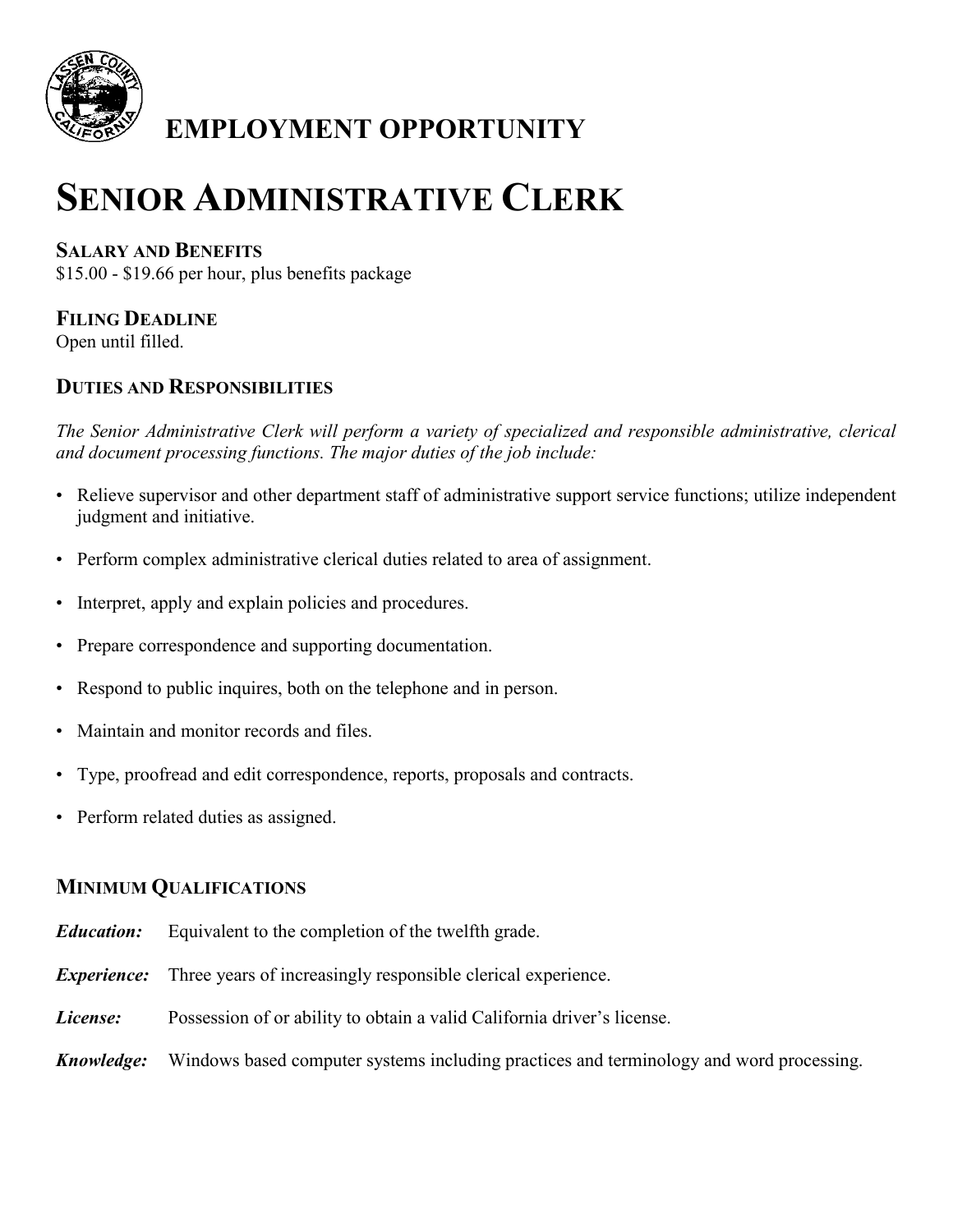# EMPLOYMENT OPPORTUNITY

# SENIOR ADMINISTRATIVE CLERK

### SALARY AND BENEFITS

$15.00 - $19.66 per hour, plus benefits package

### FILING DEADLINE

Open until filled.

### DUTIES AND RESPONSIBILITIES

*The Senior Administrative Clerk will perform a variety of specialized and responsible administrative, clerical and document processing functions. The major duties of the job include:*

- Relieve supervisor and other department staff of administrative support service functions; utilize independent judgment and initiative.
- Perform complex administrative clerical duties related to area of assignment.
- Interpret, apply and explain policies and procedures.
- Prepare correspondence and supporting documentation.
- Respond to public inquires, both on the telephone and in person.
- Maintain and monitor records and files.
- Type, proofread and edit correspondence, reports, proposals and contracts.
- Perform related duties as assigned.

### MINIMUM QUALIFICATIONS

***Education:*** Equivalent to the completion of the twelfth grade.

***Experience:*** Three years of increasingly responsible clerical experience.

***License:*** Possession of or ability to obtain a valid California driver's license.

***Knowledge:*** Windows based computer systems including practices and terminology and word processing.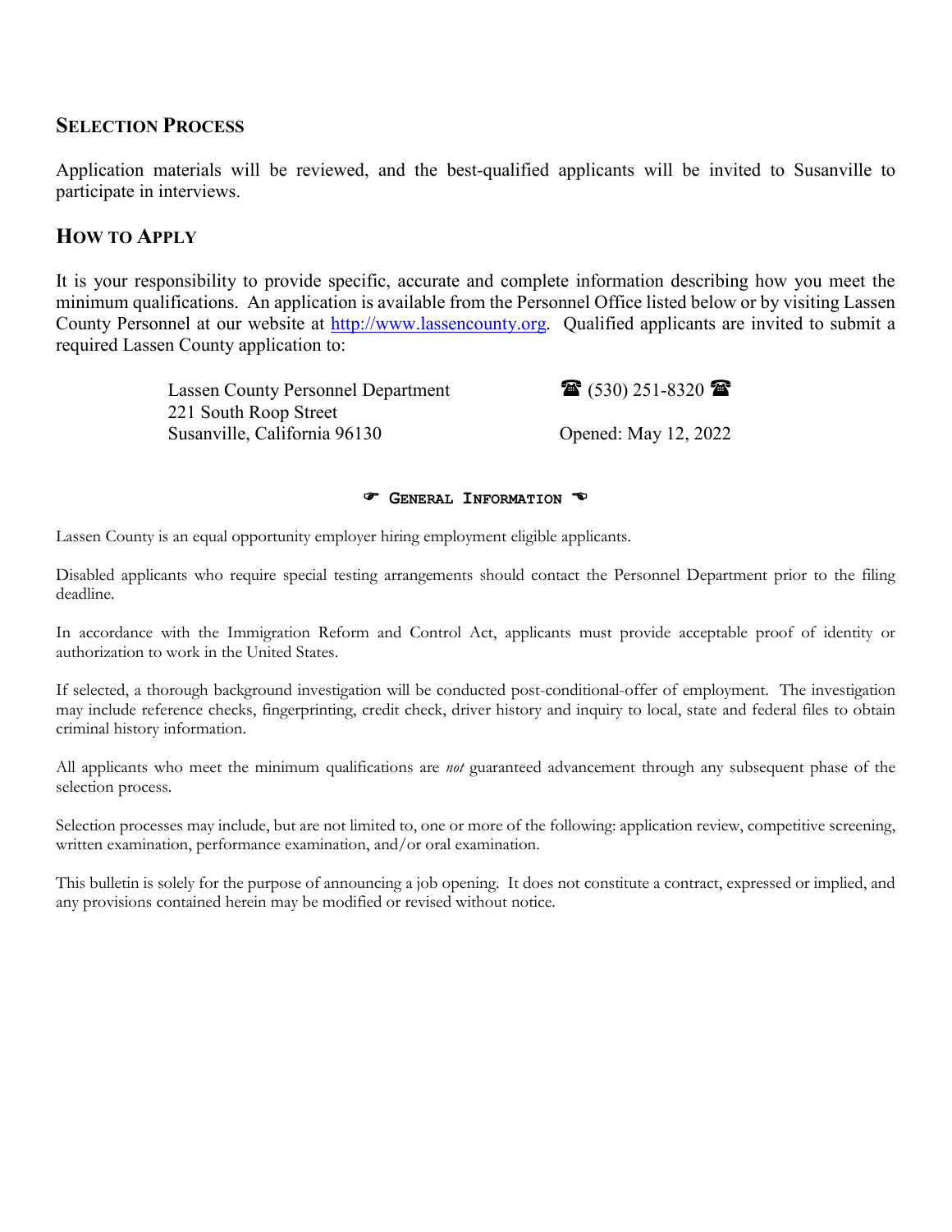## SELECTION PROCESS

Application materials will be reviewed, and the best-qualified applicants will be invited to Susanville to participate in interviews.

## HOW TO APPLY

It is your responsibility to provide specific, accurate and complete information describing how you meet the minimum qualifications. An application is available from the Personnel Office listed below or by visiting Lassen County Personnel at our website at http://www.lassencounty.org. Qualified applicants are invited to submit a required Lassen County application to:

Lassen County Personnel Department
221 South Roop Street
Susanville, California 96130

☎ (530) 251-8320 ☎

Opened: May 12, 2022

### ☛ GENERAL INFORMATION ☚

Lassen County is an equal opportunity employer hiring employment eligible applicants.

Disabled applicants who require special testing arrangements should contact the Personnel Department prior to the filing deadline.

In accordance with the Immigration Reform and Control Act, applicants must provide acceptable proof of identity or authorization to work in the United States.

If selected, a thorough background investigation will be conducted post-conditional-offer of employment. The investigation may include reference checks, fingerprinting, credit check, driver history and inquiry to local, state and federal files to obtain criminal history information.

All applicants who meet the minimum qualifications are *not* guaranteed advancement through any subsequent phase of the selection process.

Selection processes may include, but are not limited to, one or more of the following: application review, competitive screening, written examination, performance examination, and/or oral examination.

This bulletin is solely for the purpose of announcing a job opening. It does not constitute a contract, expressed or implied, and any provisions contained herein may be modified or revised without notice.